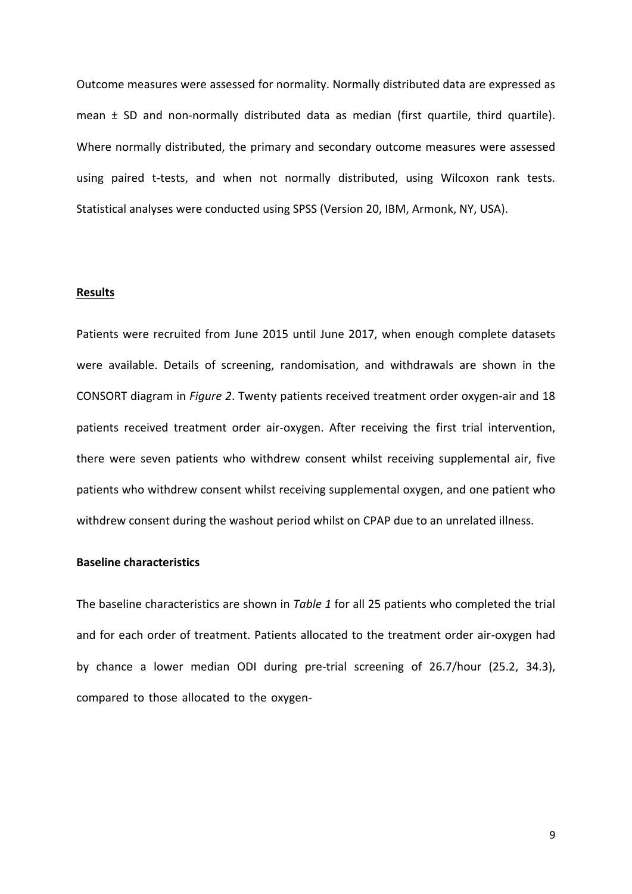Outcome measures were assessed for normality. Normally distributed data are expressed as mean ± SD and non-normally distributed data as median (first quartile, third quartile). Where normally distributed, the primary and secondary outcome measures were assessed using paired t-tests, and when not normally distributed, using Wilcoxon rank tests. Statistical analyses were conducted using SPSS (Version 20, IBM, Armonk, NY, USA).

## <u>Results</u>

Patients were recruited from June 2015 until June 2017, when enough complete datasets were available. Details of screening, randomisation, and withdrawals are shown in the CONSORT diagram in *Figure 2*. Twenty patients received treatment order oxygen-air and 18 patients received treatment order air-oxygen. After receiving the first trial intervention, there were seven patients who withdrew consent whilst receiving supplemental air, five patients who withdrew consent whilst receiving supplemental oxygen, and one patient who withdrew consent during the washout period whilst on CPAP due to an unrelated illness.

### Baseline characteristics

The baseline characteristics are shown in *Table 1* for all 25 patients who completed the trial and for each order of treatment. Patients allocated to the treatment order air-oxygen had by chance a lower median ODI during pre-trial screening of 26.7/hour (25.2, 34.3), compared to those allocated to the oxygen-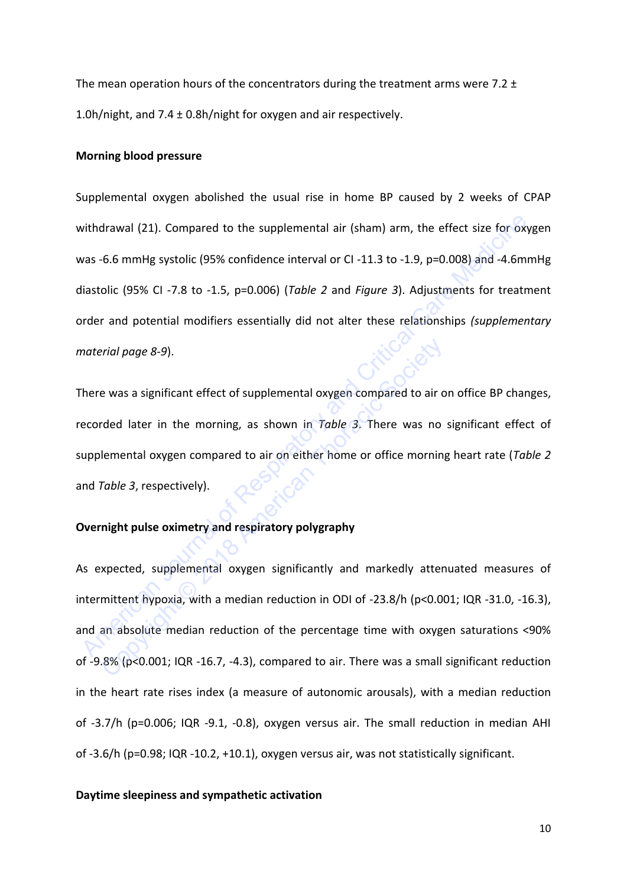The mean operation hours of the concentrators during the treatment arms were 7.2 ± 1.0h/night, and 7.4 ± 0.8h/night for oxygen and air respectively.

**Morning blood pressure**

Supplemental oxygen abolished the usual rise in home BP caused by 2 weeks of CPAP withdrawal (21). Compared to the supplemental air (sham) arm, the effect size for oxygen was -6.6 mmHg systolic (95% confidence interval or CI -11.3 to -1.9, p=0.008) and -4.6mmHg diastolic (95% CI -7.8 to -1.5, p=0.006) (*Table 2* and *Figure 3*). Adjustments for treatment order and potential modifiers essentially did not alter these relationships *(supplementary material page 8-9*).

There was a significant effect of supplemental oxygen compared to air on office BP changes, recorded later in the morning, as shown in *Table 3*. There was no significant effect of supplemental oxygen compared to air on either home or office morning heart rate (*Table 2* and *Table 3*, respectively).

**Overnight pulse oximetry and respiratory polygraphy**

As expected, supplemental oxygen significantly and markedly attenuated measures of intermittent hypoxia, with a median reduction in ODI of -23.8/h (p<0.001; IQR -31.0, -16.3), and an absolute median reduction of the percentage time with oxygen saturations <90% of -9.8% (p<0.001; IQR -16.7, -4.3), compared to air. There was a small significant reduction in the heart rate rises index (a measure of autonomic arousals), with a median reduction of -3.7/h (p=0.006; IQR -9.1, -0.8), oxygen versus air. The small reduction in median AHI of -3.6/h (p=0.98; IQR -10.2, +10.1), oxygen versus air, was not statistically significant.

**Daytime sleepiness and sympathetic activation**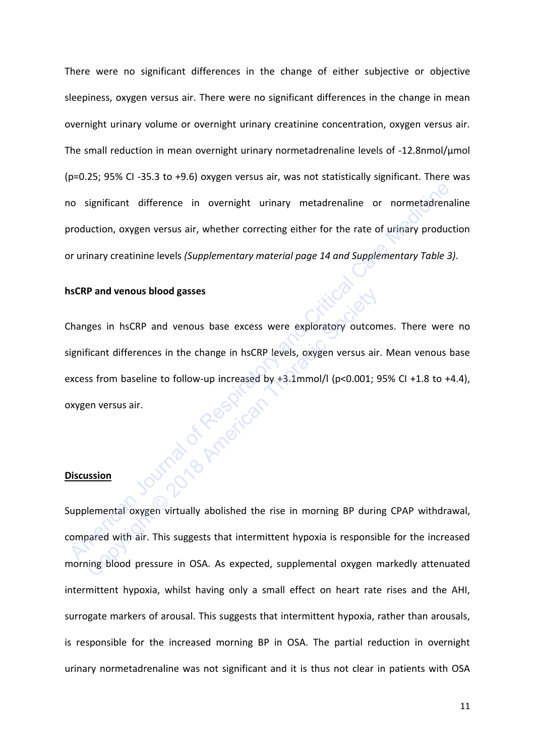There were no significant differences in the change of either subjective or objective sleepiness, oxygen versus air. There were no significant differences in the change in mean overnight urinary volume or overnight urinary creatinine concentration, oxygen versus air. The small reduction in mean overnight urinary normetadrenaline levels of -12.8nmol/μmol (p=0.25; 95% CI -35.3 to +9.6) oxygen versus air, was not statistically significant. There was no significant difference in overnight urinary metadrenaline or normetadrenaline production, oxygen versus air, whether correcting either for the rate of urinary production or urinary creatinine levels *(Supplementary material page 14 and Supplementary Table 3)*.

**hsCRP and venous blood gasses**

Changes in hsCRP and venous base excess were exploratory outcomes. There were no significant differences in the change in hsCRP levels, oxygen versus air. Mean venous base excess from baseline to follow-up increased by +3.1mmol/l (p<0.001; 95% CI +1.8 to +4.4), oxygen versus air.

## Discussion

Supplemental oxygen virtually abolished the rise in morning BP during CPAP withdrawal, compared with air. This suggests that intermittent hypoxia is responsible for the increased morning blood pressure in OSA. As expected, supplemental oxygen markedly attenuated intermittent hypoxia, whilst having only a small effect on heart rate rises and the AHI, surrogate markers of arousal. This suggests that intermittent hypoxia, rather than arousals, is responsible for the increased morning BP in OSA. The partial reduction in overnight urinary normetadrenaline was not significant and it is thus not clear in patients with OSA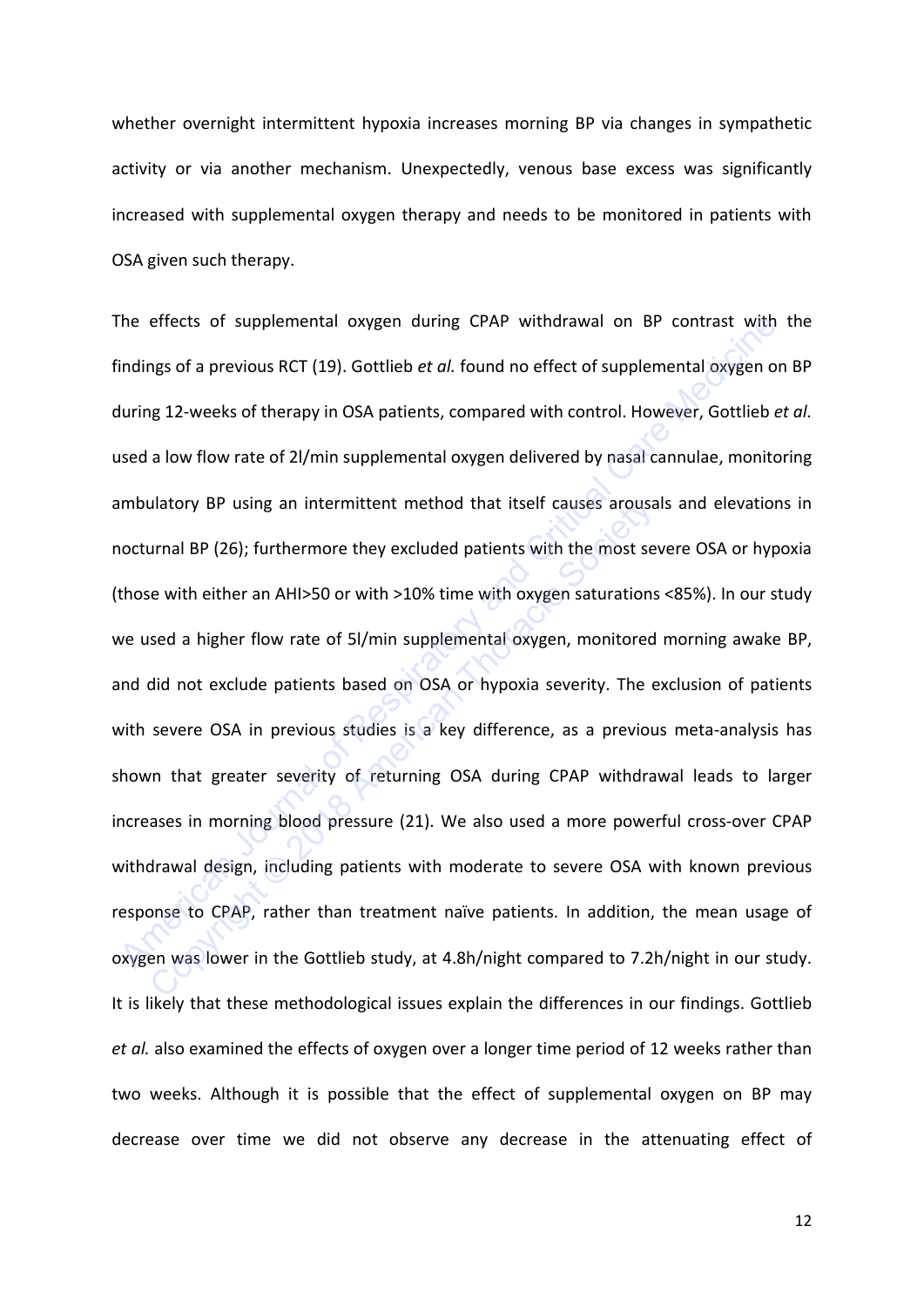whether overnight intermittent hypoxia increases morning BP via changes in sympathetic activity or via another mechanism. Unexpectedly, venous base excess was significantly increased with supplemental oxygen therapy and needs to be monitored in patients with OSA given such therapy.

The effects of supplemental oxygen during CPAP withdrawal on BP contrast with the findings of a previous RCT (19). Gottlieb *et al.* found no effect of supplemental oxygen on BP during 12-weeks of therapy in OSA patients, compared with control. However, Gottlieb *et al.* used a low flow rate of 2l/min supplemental oxygen delivered by nasal cannulae, monitoring ambulatory BP using an intermittent method that itself causes arousals and elevations in nocturnal BP (26); furthermore they excluded patients with the most severe OSA or hypoxia (those with either an AHI>50 or with >10% time with oxygen saturations <85%). In our study we used a higher flow rate of 5l/min supplemental oxygen, monitored morning awake BP, and did not exclude patients based on OSA or hypoxia severity. The exclusion of patients with severe OSA in previous studies is a key difference, as a previous meta-analysis has shown that greater severity of returning OSA during CPAP withdrawal leads to larger increases in morning blood pressure (21). We also used a more powerful cross-over CPAP withdrawal design, including patients with moderate to severe OSA with known previous response to CPAP, rather than treatment naïve patients. In addition, the mean usage of oxygen was lower in the Gottlieb study, at 4.8h/night compared to 7.2h/night in our study. It is likely that these methodological issues explain the differences in our findings. Gottlieb *et al.* also examined the effects of oxygen over a longer time period of 12 weeks rather than two weeks. Although it is possible that the effect of supplemental oxygen on BP may decrease over time we did not observe any decrease in the attenuating effect of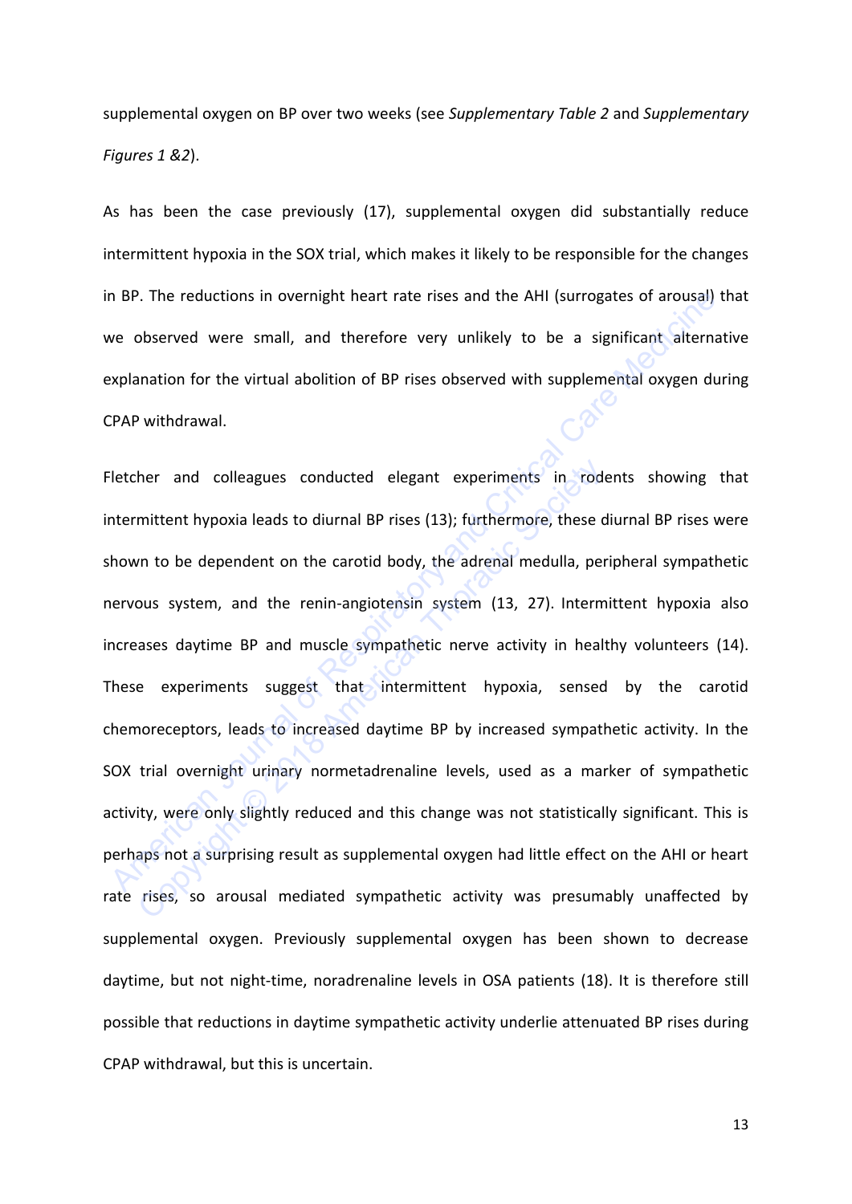supplemental oxygen on BP over two weeks (see *Supplementary Table 2* and *Supplementary Figures 1 &2*).

As has been the case previously (17), supplemental oxygen did substantially reduce intermittent hypoxia in the SOX trial, which makes it likely to be responsible for the changes in BP. The reductions in overnight heart rate rises and the AHI (surrogates of arousal) that we observed were small, and therefore very unlikely to be a significant alternative explanation for the virtual abolition of BP rises observed with supplemental oxygen during CPAP withdrawal.

Fletcher and colleagues conducted elegant experiments in rodents showing that intermittent hypoxia leads to diurnal BP rises (13); furthermore, these diurnal BP rises were shown to be dependent on the carotid body, the adrenal medulla, peripheral sympathetic nervous system, and the renin-angiotensin system (13, 27). Intermittent hypoxia also increases daytime BP and muscle sympathetic nerve activity in healthy volunteers (14). These experiments suggest that intermittent hypoxia, sensed by the carotid chemoreceptors, leads to increased daytime BP by increased sympathetic activity. In the SOX trial overnight urinary normetadrenaline levels, used as a marker of sympathetic activity, were only slightly reduced and this change was not statistically significant. This is perhaps not a surprising result as supplemental oxygen had little effect on the AHI or heart rate rises, so arousal mediated sympathetic activity was presumably unaffected by supplemental oxygen. Previously supplemental oxygen has been shown to decrease daytime, but not night-time, noradrenaline levels in OSA patients (18). It is therefore still possible that reductions in daytime sympathetic activity underlie attenuated BP rises during CPAP withdrawal, but this is uncertain.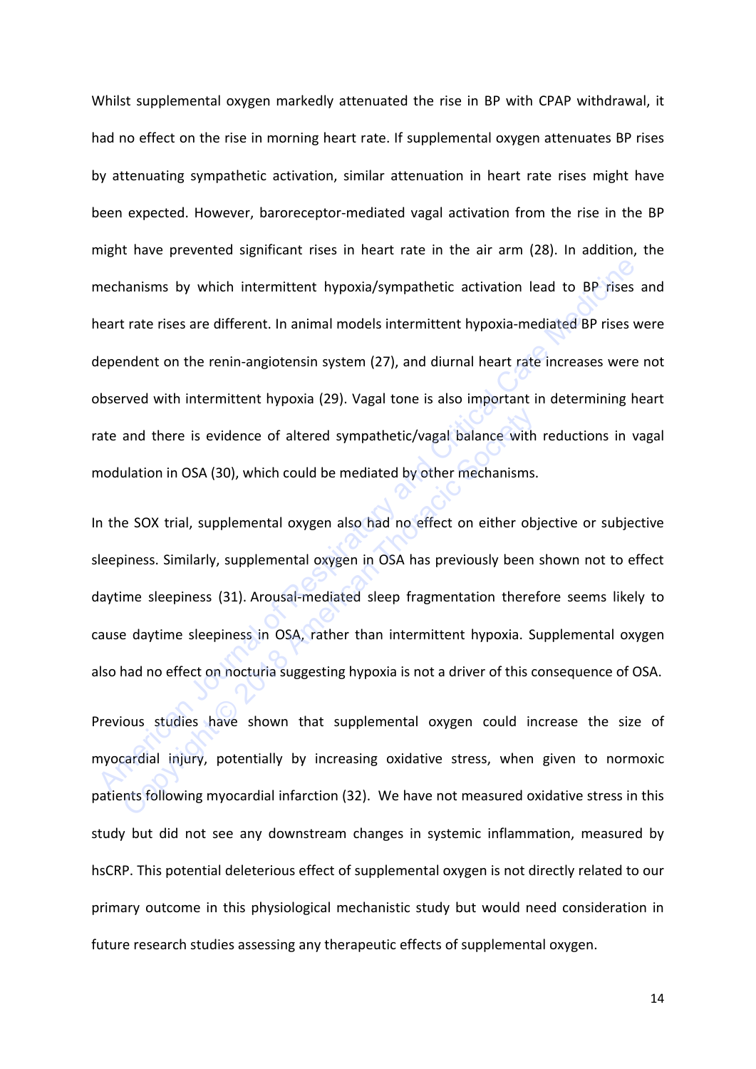Whilst supplemental oxygen markedly attenuated the rise in BP with CPAP withdrawal, it had no effect on the rise in morning heart rate. If supplemental oxygen attenuates BP rises by attenuating sympathetic activation, similar attenuation in heart rate rises might have been expected. However, baroreceptor-mediated vagal activation from the rise in the BP might have prevented significant rises in heart rate in the air arm (28). In addition, the mechanisms by which intermittent hypoxia/sympathetic activation lead to BP rises and heart rate rises are different. In animal models intermittent hypoxia-mediated BP rises were dependent on the renin-angiotensin system (27), and diurnal heart rate increases were not observed with intermittent hypoxia (29). Vagal tone is also important in determining heart rate and there is evidence of altered sympathetic/vagal balance with reductions in vagal modulation in OSA (30), which could be mediated by other mechanisms.

In the SOX trial, supplemental oxygen also had no effect on either objective or subjective sleepiness. Similarly, supplemental oxygen in OSA has previously been shown not to effect daytime sleepiness (31). Arousal-mediated sleep fragmentation therefore seems likely to cause daytime sleepiness in OSA, rather than intermittent hypoxia. Supplemental oxygen also had no effect on nocturia suggesting hypoxia is not a driver of this consequence of OSA.

Previous studies have shown that supplemental oxygen could increase the size of myocardial injury, potentially by increasing oxidative stress, when given to normoxic patients following myocardial infarction (32). We have not measured oxidative stress in this study but did not see any downstream changes in systemic inflammation, measured by hsCRP. This potential deleterious effect of supplemental oxygen is not directly related to our primary outcome in this physiological mechanistic study but would need consideration in future research studies assessing any therapeutic effects of supplemental oxygen.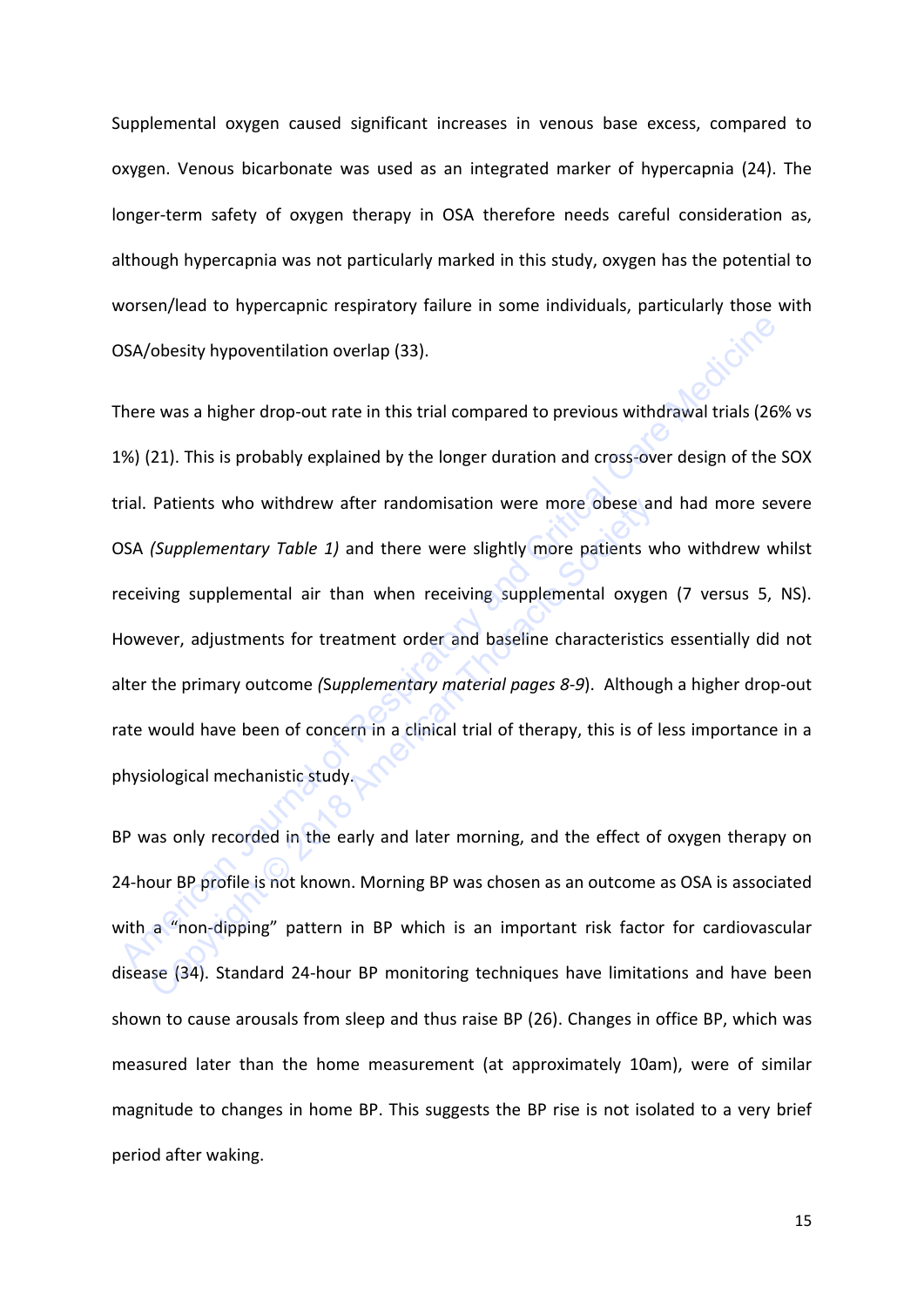Supplemental oxygen caused significant increases in venous base excess, compared to oxygen. Venous bicarbonate was used as an integrated marker of hypercapnia (24). The longer-term safety of oxygen therapy in OSA therefore needs careful consideration as, although hypercapnia was not particularly marked in this study, oxygen has the potential to worsen/lead to hypercapnic respiratory failure in some individuals, particularly those with OSA/obesity hypoventilation overlap (33).

There was a higher drop-out rate in this trial compared to previous withdrawal trials (26% vs 1%) (21). This is probably explained by the longer duration and cross-over design of the SOX trial. Patients who withdrew after randomisation were more obese and had more severe OSA *(Supplementary Table 1)* and there were slightly more patients who withdrew whilst receiving supplemental air than when receiving supplemental oxygen (7 versus 5, NS). However, adjustments for treatment order and baseline characteristics essentially did not alter the primary outcome *(Supplementary material pages 8-9)*. Although a higher drop-out rate would have been of concern in a clinical trial of therapy, this is of less importance in a physiological mechanistic study.

BP was only recorded in the early and later morning, and the effect of oxygen therapy on 24-hour BP profile is not known. Morning BP was chosen as an outcome as OSA is associated with a "non-dipping" pattern in BP which is an important risk factor for cardiovascular disease (34). Standard 24-hour BP monitoring techniques have limitations and have been shown to cause arousals from sleep and thus raise BP (26). Changes in office BP, which was measured later than the home measurement (at approximately 10am), were of similar magnitude to changes in home BP. This suggests the BP rise is not isolated to a very brief period after waking.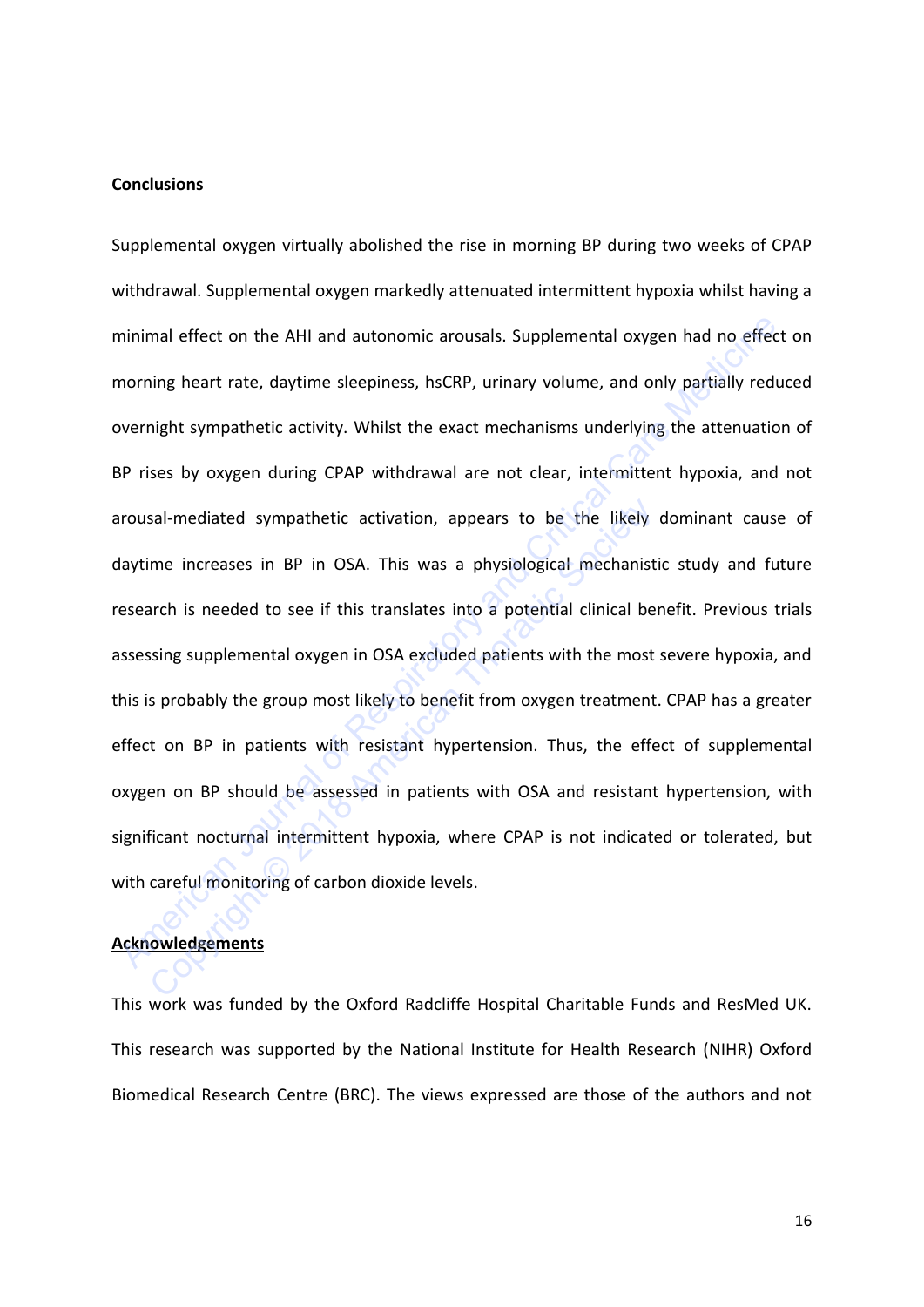## Conclusions

Supplemental oxygen virtually abolished the rise in morning BP during two weeks of CPAP withdrawal. Supplemental oxygen markedly attenuated intermittent hypoxia whilst having a minimal effect on the AHI and autonomic arousals. Supplemental oxygen had no effect on morning heart rate, daytime sleepiness, hsCRP, urinary volume, and only partially reduced overnight sympathetic activity. Whilst the exact mechanisms underlying the attenuation of BP rises by oxygen during CPAP withdrawal are not clear, intermittent hypoxia, and not arousal-mediated sympathetic activation, appears to be the likely dominant cause of daytime increases in BP in OSA. This was a physiological mechanistic study and future research is needed to see if this translates into a potential clinical benefit. Previous trials assessing supplemental oxygen in OSA excluded patients with the most severe hypoxia, and this is probably the group most likely to benefit from oxygen treatment. CPAP has a greater effect on BP in patients with resistant hypertension. Thus, the effect of supplemental oxygen on BP should be assessed in patients with OSA and resistant hypertension, with significant nocturnal intermittent hypoxia, where CPAP is not indicated or tolerated, but with careful monitoring of carbon dioxide levels.

## Acknowledgements

This work was funded by the Oxford Radcliffe Hospital Charitable Funds and ResMed UK. This research was supported by the National Institute for Health Research (NIHR) Oxford Biomedical Research Centre (BRC). The views expressed are those of the authors and not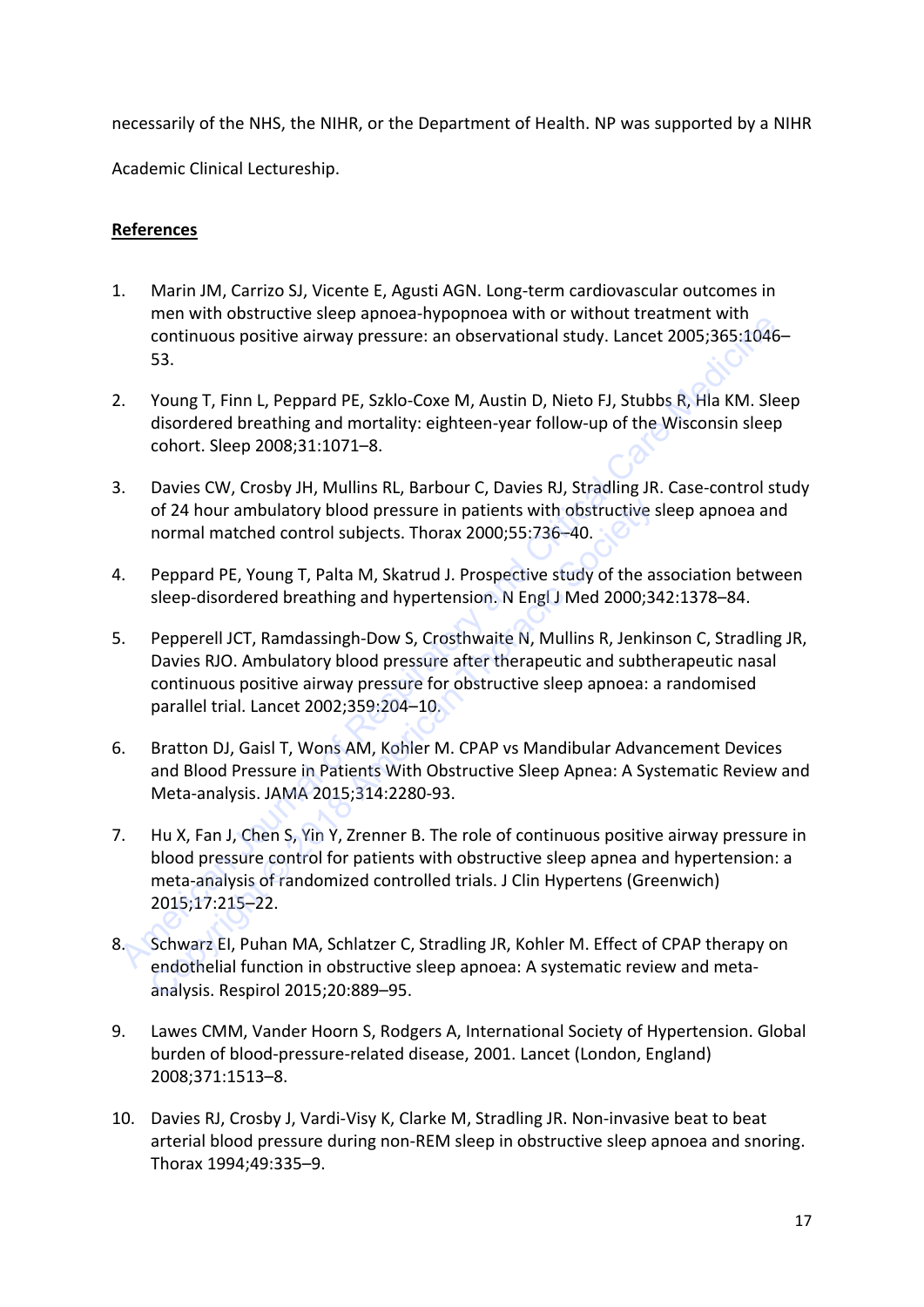necessarily of the NHS, the NIHR, or the Department of Health. NP was supported by a NIHR Academic Clinical Lectureship.

## References

1. Marin JM, Carrizo SJ, Vicente E, Agusti AGN. Long-term cardiovascular outcomes in men with obstructive sleep apnoea-hypopnoea with or without treatment with continuous positive airway pressure: an observational study. Lancet 2005;365:1046–53.

2. Young T, Finn L, Peppard PE, Szklo-Coxe M, Austin D, Nieto FJ, Stubbs R, Hla KM. Sleep disordered breathing and mortality: eighteen-year follow-up of the Wisconsin sleep cohort. Sleep 2008;31:1071–8.

3. Davies CW, Crosby JH, Mullins RL, Barbour C, Davies RJ, Stradling JR. Case-control study of 24 hour ambulatory blood pressure in patients with obstructive sleep apnoea and normal matched control subjects. Thorax 2000;55:736–40.

4. Peppard PE, Young T, Palta M, Skatrud J. Prospective study of the association between sleep-disordered breathing and hypertension. N Engl J Med 2000;342:1378–84.

5. Pepperell JCT, Ramdassingh-Dow S, Crosthwaite N, Mullins R, Jenkinson C, Stradling JR, Davies RJO. Ambulatory blood pressure after therapeutic and subtherapeutic nasal continuous positive airway pressure for obstructive sleep apnoea: a randomised parallel trial. Lancet 2002;359:204–10.

6. Bratton DJ, Gaisl T, Wons AM, Kohler M. CPAP vs Mandibular Advancement Devices and Blood Pressure in Patients With Obstructive Sleep Apnea: A Systematic Review and Meta-analysis. JAMA 2015;314:2280-93.

7. Hu X, Fan J, Chen S, Yin Y, Zrenner B. The role of continuous positive airway pressure in blood pressure control for patients with obstructive sleep apnea and hypertension: a meta-analysis of randomized controlled trials. J Clin Hypertens (Greenwich) 2015;17:215–22.

8. Schwarz EI, Puhan MA, Schlatzer C, Stradling JR, Kohler M. Effect of CPAP therapy on endothelial function in obstructive sleep apnoea: A systematic review and meta-analysis. Respirol 2015;20:889–95.

9. Lawes CMM, Vander Hoorn S, Rodgers A, International Society of Hypertension. Global burden of blood-pressure-related disease, 2001. Lancet (London, England) 2008;371:1513–8.

10. Davies RJ, Crosby J, Vardi-Visy K, Clarke M, Stradling JR. Non-invasive beat to beat arterial blood pressure during non-REM sleep in obstructive sleep apnoea and snoring. Thorax 1994;49:335–9.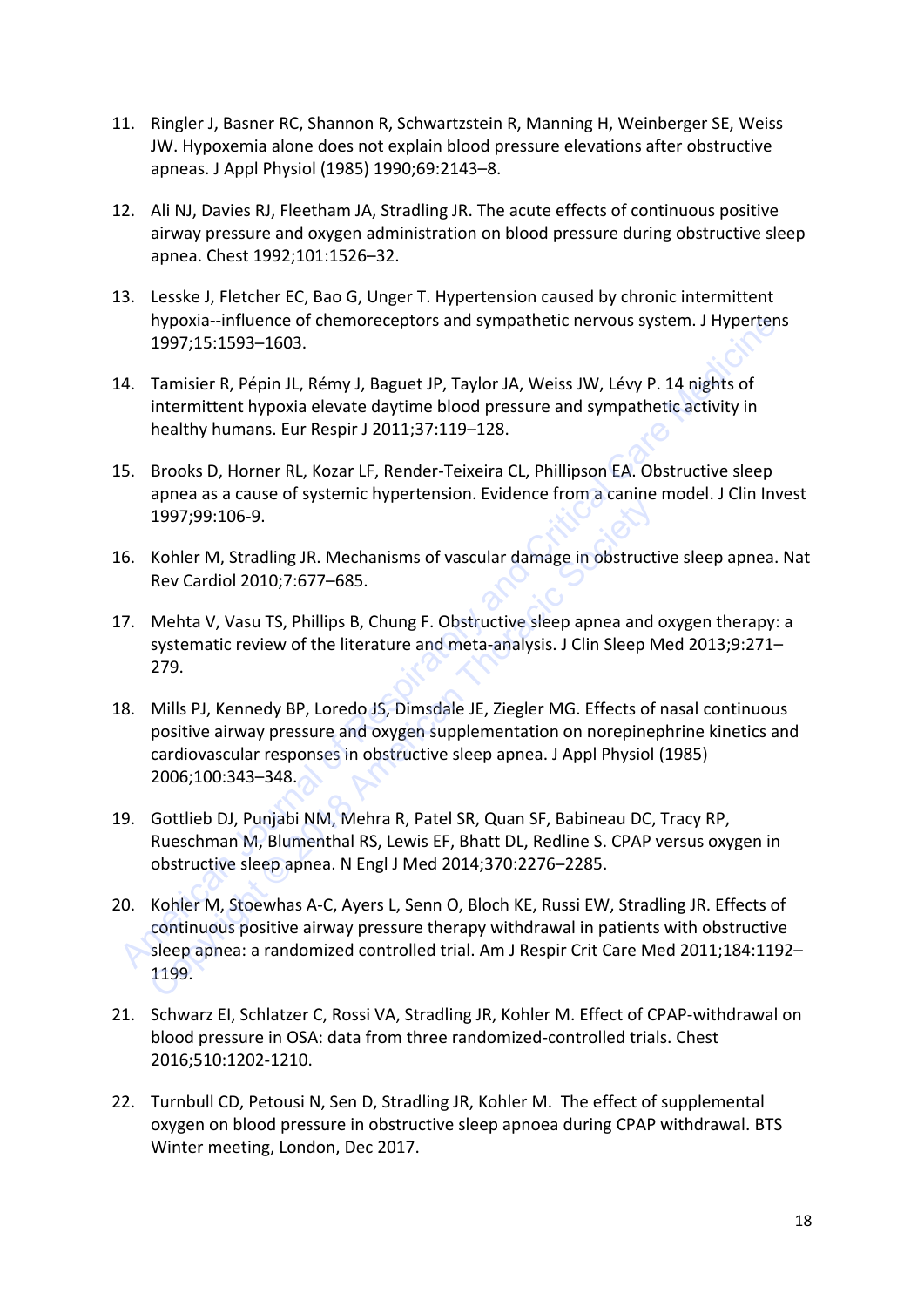11. Ringler J, Basner RC, Shannon R, Schwartzstein R, Manning H, Weinberger SE, Weiss JW. Hypoxemia alone does not explain blood pressure elevations after obstructive apneas. J Appl Physiol (1985) 1990;69:2143–8.

12. Ali NJ, Davies RJ, Fleetham JA, Stradling JR. The acute effects of continuous positive airway pressure and oxygen administration on blood pressure during obstructive sleep apnea. Chest 1992;101:1526–32.

13. Lesske J, Fletcher EC, Bao G, Unger T. Hypertension caused by chronic intermittent hypoxia--influence of chemoreceptors and sympathetic nervous system. J Hypertens 1997;15:1593–1603.

14. Tamisier R, Pépin JL, Rémy J, Baguet JP, Taylor JA, Weiss JW, Lévy P. 14 nights of intermittent hypoxia elevate daytime blood pressure and sympathetic activity in healthy humans. Eur Respir J 2011;37:119–128.

15. Brooks D, Horner RL, Kozar LF, Render-Teixeira CL, Phillipson EA. Obstructive sleep apnea as a cause of systemic hypertension. Evidence from a canine model. J Clin Invest 1997;99:106-9.

16. Kohler M, Stradling JR. Mechanisms of vascular damage in obstructive sleep apnea. Nat Rev Cardiol 2010;7:677–685.

17. Mehta V, Vasu TS, Phillips B, Chung F. Obstructive sleep apnea and oxygen therapy: a systematic review of the literature and meta-analysis. J Clin Sleep Med 2013;9:271–279.

18. Mills PJ, Kennedy BP, Loredo JS, Dimsdale JE, Ziegler MG. Effects of nasal continuous positive airway pressure and oxygen supplementation on norepinephrine kinetics and cardiovascular responses in obstructive sleep apnea. J Appl Physiol (1985) 2006;100:343–348.

19. Gottlieb DJ, Punjabi NM, Mehra R, Patel SR, Quan SF, Babineau DC, Tracy RP, Rueschman M, Blumenthal RS, Lewis EF, Bhatt DL, Redline S. CPAP versus oxygen in obstructive sleep apnea. N Engl J Med 2014;370:2276–2285.

20. Kohler M, Stoewhas A-C, Ayers L, Senn O, Bloch KE, Russi EW, Stradling JR. Effects of continuous positive airway pressure therapy withdrawal in patients with obstructive sleep apnea: a randomized controlled trial. Am J Respir Crit Care Med 2011;184:1192–1199.

21. Schwarz EI, Schlatzer C, Rossi VA, Stradling JR, Kohler M. Effect of CPAP-withdrawal on blood pressure in OSA: data from three randomized-controlled trials. Chest 2016;510:1202-1210.

22. Turnbull CD, Petousi N, Sen D, Stradling JR, Kohler M. The effect of supplemental oxygen on blood pressure in obstructive sleep apnoea during CPAP withdrawal. BTS Winter meeting, London, Dec 2017.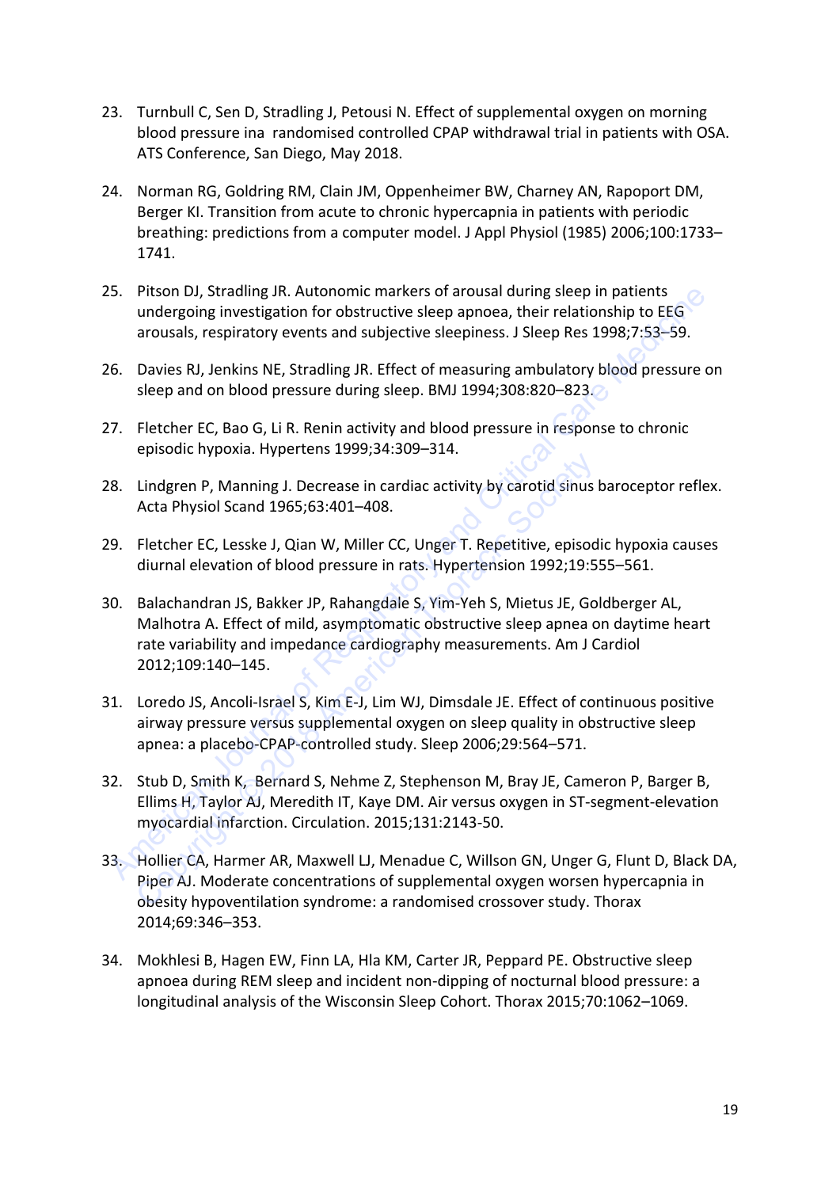23. Turnbull C, Sen D, Stradling J, Petousi N. Effect of supplemental oxygen on morning blood pressure ina randomised controlled CPAP withdrawal trial in patients with OSA. ATS Conference, San Diego, May 2018.

24. Norman RG, Goldring RM, Clain JM, Oppenheimer BW, Charney AN, Rapoport DM, Berger KI. Transition from acute to chronic hypercapnia in patients with periodic breathing: predictions from a computer model. J Appl Physiol (1985) 2006;100:1733–1741.

25. Pitson DJ, Stradling JR. Autonomic markers of arousal during sleep in patients undergoing investigation for obstructive sleep apnoea, their relationship to EEG arousals, respiratory events and subjective sleepiness. J Sleep Res 1998;7:53–59.

26. Davies RJ, Jenkins NE, Stradling JR. Effect of measuring ambulatory blood pressure on sleep and on blood pressure during sleep. BMJ 1994;308:820–823.

27. Fletcher EC, Bao G, Li R. Renin activity and blood pressure in response to chronic episodic hypoxia. Hypertens 1999;34:309–314.

28. Lindgren P, Manning J. Decrease in cardiac activity by carotid sinus baroceptor reflex. Acta Physiol Scand 1965;63:401–408.

29. Fletcher EC, Lesske J, Qian W, Miller CC, Unger T. Repetitive, episodic hypoxia causes diurnal elevation of blood pressure in rats. Hypertension 1992;19:555–561.

30. Balachandran JS, Bakker JP, Rahangdale S, Yim-Yeh S, Mietus JE, Goldberger AL, Malhotra A. Effect of mild, asymptomatic obstructive sleep apnea on daytime heart rate variability and impedance cardiography measurements. Am J Cardiol 2012;109:140–145.

31. Loredo JS, Ancoli-Israel S, Kim E-J, Lim WJ, Dimsdale JE. Effect of continuous positive airway pressure versus supplemental oxygen on sleep quality in obstructive sleep apnea: a placebo-CPAP-controlled study. Sleep 2006;29:564–571.

32. Stub D, Smith K, Bernard S, Nehme Z, Stephenson M, Bray JE, Cameron P, Barger B, Ellims H, Taylor AJ, Meredith IT, Kaye DM. Air versus oxygen in ST-segment-elevation myocardial infarction. Circulation. 2015;131:2143-50.

33. Hollier CA, Harmer AR, Maxwell LJ, Menadue C, Willson GN, Unger G, Flunt D, Black DA, Piper AJ. Moderate concentrations of supplemental oxygen worsen hypercapnia in obesity hypoventilation syndrome: a randomised crossover study. Thorax 2014;69:346–353.

34. Mokhlesi B, Hagen EW, Finn LA, Hla KM, Carter JR, Peppard PE. Obstructive sleep apnoea during REM sleep and incident non-dipping of nocturnal blood pressure: a longitudinal analysis of the Wisconsin Sleep Cohort. Thorax 2015;70:1062–1069.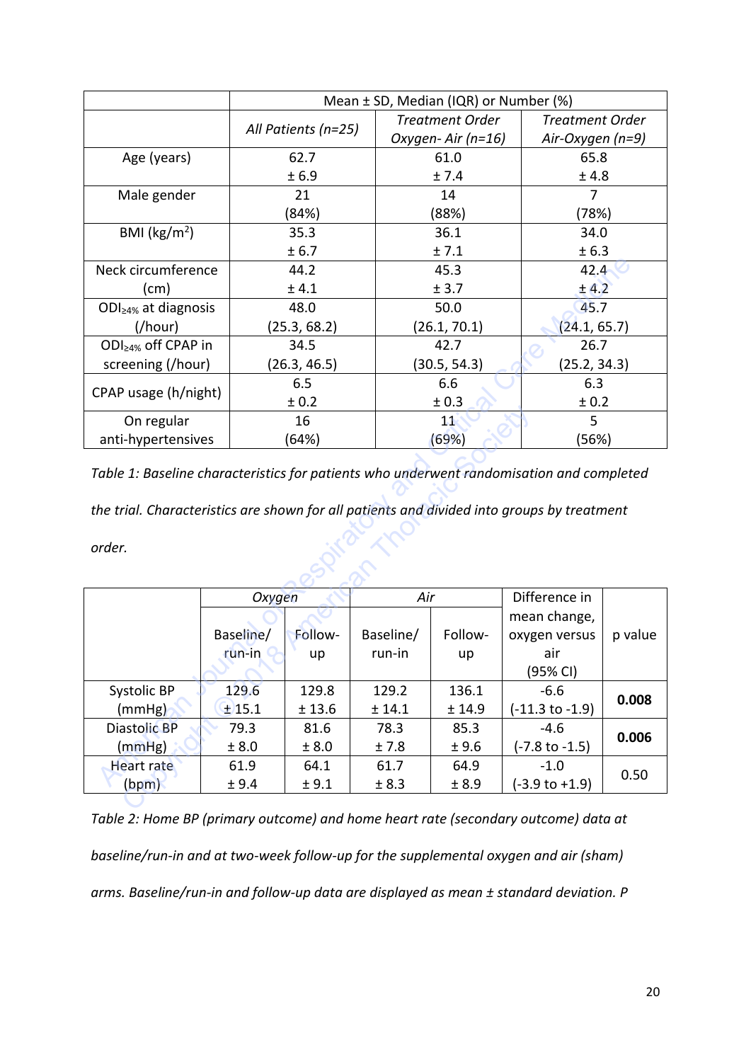| | Mean ± SD, Median (IQR) or Number (%) | | |
|---|---|---|---|
| | *All Patients (n=25)* | *Treatment Order Oxygen- Air (n=16)* | *Treatment Order Air-Oxygen (n=9)* |
| Age (years) | 62.7 ± 6.9 | 61.0 ± 7.4 | 65.8 ± 4.8 |
| Male gender | 21 (84%) | 14 (88%) | 7 (78%) |
| BMI (kg/m$^2$) | 35.3 ± 6.7 | 36.1 ± 7.1 | 34.0 ± 6.3 |
| Neck circumference (cm) | 44.2 ± 4.1 | 45.3 ± 3.7 | 42.4 ± 4.2 |
| $ODI_{\geq 4\%}$ at diagnosis (/hour) | 48.0 (25.3, 68.2) | 50.0 (26.1, 70.1) | 45.7 (24.1, 65.7) |
| $ODI_{\geq 4\%}$ off CPAP in screening (/hour) | 34.5 (26.3, 46.5) | 42.7 (30.5, 54.3) | 26.7 (25.2, 34.3) |
| CPAP usage (h/night) | 6.5 ± 0.2 | 6.6 ± 0.3 | 6.3 ± 0.2 |
| On regular anti-hypertensives | 16 (64%) | 11 (69%) | 5 (56%) |

*Table 1: Baseline characteristics for patients who underwent randomisation and completed the trial. Characteristics are shown for all patients and divided into groups by treatment order.*

| | *Oxygen* | | *Air* | | Difference in mean change, oxygen versus air (95% CI) | p value |
|---|---|---|---|---|---|---|
| | Baseline/ run-in | Follow-up | Baseline/ run-in | Follow-up | | |
| Systolic BP (mmHg) | 129.6 ± 15.1 | 129.8 ± 13.6 | 129.2 ± 14.1 | 136.1 ± 14.9 | -6.6 (-11.3 to -1.9) | **0.008** |
| Diastolic BP (mmHg) | 79.3 ± 8.0 | 81.6 ± 8.0 | 78.3 ± 7.8 | 85.3 ± 9.6 | -4.6 (-7.8 to -1.5) | **0.006** |
| Heart rate (bpm) | 61.9 ± 9.4 | 64.1 ± 9.1 | 61.7 ± 8.3 | 64.9 ± 8.9 | -1.0 (-3.9 to +1.9) | 0.50 |

*Table 2: Home BP (primary outcome) and home heart rate (secondary outcome) data at baseline/run-in and at two-week follow-up for the supplemental oxygen and air (sham) arms. Baseline/run-in and follow-up data are displayed as mean ± standard deviation. P*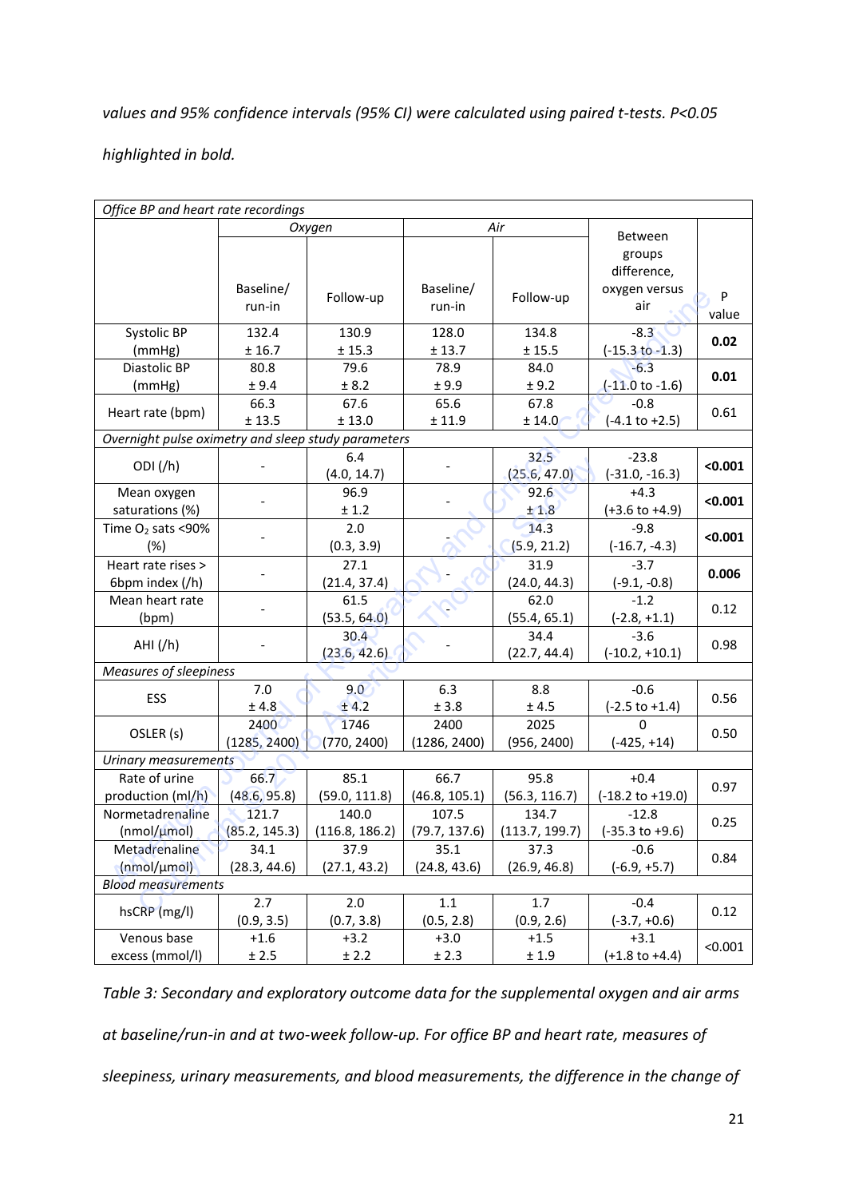*values and 95% confidence intervals (95% CI) were calculated using paired t-tests. P<0.05 highlighted in bold.*

| *Office BP and heart rate recordings* | | | | | | |
|---|---|---|---|---|---|---|
| | *Oxygen* | | *Air* | | Between groups difference, oxygen versus air | P value |
| | Baseline/ run-in | Follow-up | Baseline/ run-in | Follow-up | | |
| Systolic BP (mmHg) | 132.4 ± 16.7 | 130.9 ± 15.3 | 128.0 ± 13.7 | 134.8 ± 15.5 | -8.3 (-15.3 to -1.3) | **0.02** |
| Diastolic BP (mmHg) | 80.8 ± 9.4 | 79.6 ± 8.2 | 78.9 ± 9.9 | 84.0 ± 9.2 | -6.3 (-11.0 to -1.6) | **0.01** |
| Heart rate (bpm) | 66.3 ± 13.5 | 67.6 ± 13.0 | 65.6 ± 11.9 | 67.8 ± 14.0 | -0.8 (-4.1 to +2.5) | 0.61 |
| *Overnight pulse oximetry and sleep study parameters* | | | | | | |
| ODI (/h) | - | 6.4 (4.0, 14.7) | - | 32.5 (25.6, 47.0) | -23.8 (-31.0, -16.3) | **<0.001** |
| Mean oxygen saturations (%) | - | 96.9 ± 1.2 | - | 92.6 ± 1.8 | +4.3 (+3.6 to +4.9) | **<0.001** |
| Time $O_2$ sats <90% (%) | - | 2.0 (0.3, 3.9) | - | 14.3 (5.9, 21.2) | -9.8 (-16.7, -4.3) | **<0.001** |
| Heart rate rises > 6bpm index (/h) | - | 27.1 (21.4, 37.4) | - | 31.9 (24.0, 44.3) | -3.7 (-9.1, -0.8) | **0.006** |
| Mean heart rate (bpm) | - | 61.5 (53.5, 64.0) | - | 62.0 (55.4, 65.1) | -1.2 (-2.8, +1.1) | 0.12 |
| AHI (/h) | - | 30.4 (23.6, 42.6) | - | 34.4 (22.7, 44.4) | -3.6 (-10.2, +10.1) | 0.98 |
| *Measures of sleepiness* | | | | | | |
| ESS | 7.0 ± 4.8 | 9.0 ± 4.2 | 6.3 ± 3.8 | 8.8 ± 4.5 | -0.6 (-2.5 to +1.4) | 0.56 |
| OSLER (s) | 2400 (1285, 2400) | 1746 (770, 2400) | 2400 (1286, 2400) | 2025 (956, 2400) | 0 (-425, +14) | 0.50 |
| *Urinary measurements* | | | | | | |
| Rate of urine production (ml/h) | 66.7 (48.6, 95.8) | 85.1 (59.0, 111.8) | 66.7 (46.8, 105.1) | 95.8 (56.3, 116.7) | +0.4 (-18.2 to +19.0) | 0.97 |
| Normetadrenaline (nmol/µmol) | 121.7 (85.2, 145.3) | 140.0 (116.8, 186.2) | 107.5 (79.7, 137.6) | 134.7 (113.7, 199.7) | -12.8 (-35.3 to +9.6) | 0.25 |
| Metadrenaline (nmol/µmol) | 34.1 (28.3, 44.6) | 37.9 (27.1, 43.2) | 35.1 (24.8, 43.6) | 37.3 (26.9, 46.8) | -0.6 (-6.9, +5.7) | 0.84 |
| *Blood measurements* | | | | | | |
| hsCRP (mg/l) | 2.7 (0.9, 3.5) | 2.0 (0.7, 3.8) | 1.1 (0.5, 2.8) | 1.7 (0.9, 2.6) | -0.4 (-3.7, +0.6) | 0.12 |
| Venous base excess (mmol/l) | +1.6 ± 2.5 | +3.2 ± 2.2 | +3.0 ± 2.3 | +1.5 ± 1.9 | +3.1 (+1.8 to +4.4) | <0.001 |

*Table 3: Secondary and exploratory outcome data for the supplemental oxygen and air arms at baseline/run-in and at two-week follow-up. For office BP and heart rate, measures of sleepiness, urinary measurements, and blood measurements, the difference in the change of*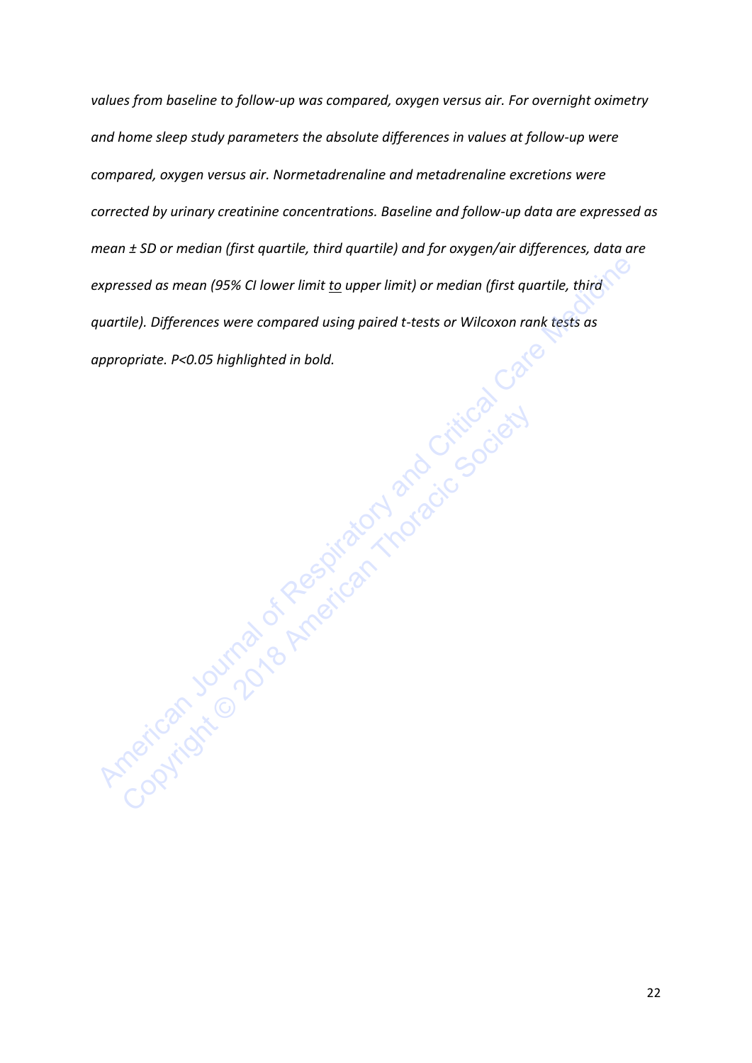*values from baseline to follow-up was compared, oxygen versus air. For overnight oximetry and home sleep study parameters the absolute differences in values at follow-up were compared, oxygen versus air. Normetadrenaline and metadrenaline excretions were corrected by urinary creatinine concentrations. Baseline and follow-up data are expressed as mean ± SD or median (first quartile, third quartile) and for oxygen/air differences, data are expressed as mean (95% CI lower limit to upper limit) or median (first quartile, third quartile). Differences were compared using paired t-tests or Wilcoxon rank tests as appropriate. P<0.05 highlighted in bold.*